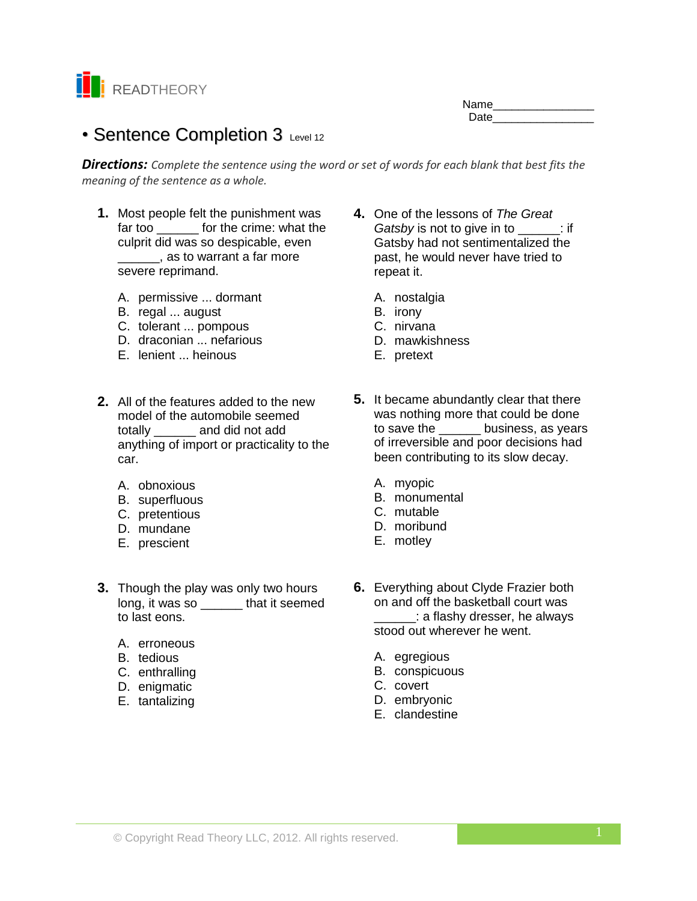READTHEORY

Name________________
Date________________

# • Sentence Completion 3 Level 12

***Directions:*** *Complete the sentence using the word or set of words for each blank that best fits the meaning of the sentence as a whole.*

**1.** Most people felt the punishment was far too ______ for the crime: what the culprit did was so despicable, even ______, as to warrant a far more severe reprimand.

A. permissive ... dormant
B. regal ... august
C. tolerant ... pompous
D. draconian ... nefarious
E. lenient ... heinous

**2.** All of the features added to the new model of the automobile seemed totally ______ and did not add anything of import or practicality to the car.

A. obnoxious
B. superfluous
C. pretentious
D. mundane
E. prescient

**3.** Though the play was only two hours long, it was so ______ that it seemed to last eons.

A. erroneous
B. tedious
C. enthralling
D. enigmatic
E. tantalizing

**4.** One of the lessons of *The Great Gatsby* is not to give in to ______: if Gatsby had not sentimentalized the past, he would never have tried to repeat it.

A. nostalgia
B. irony
C. nirvana
D. mawkishness
E. pretext

**5.** It became abundantly clear that there was nothing more that could be done to save the ______ business, as years of irreversible and poor decisions had been contributing to its slow decay.

A. myopic
B. monumental
C. mutable
D. moribund
E. motley

**6.** Everything about Clyde Frazier both on and off the basketball court was ______: a flashy dresser, he always stood out wherever he went.

A. egregious
B. conspicuous
C. covert
D. embryonic
E. clandestine

© Copyright Read Theory LLC, 2012. All rights reserved.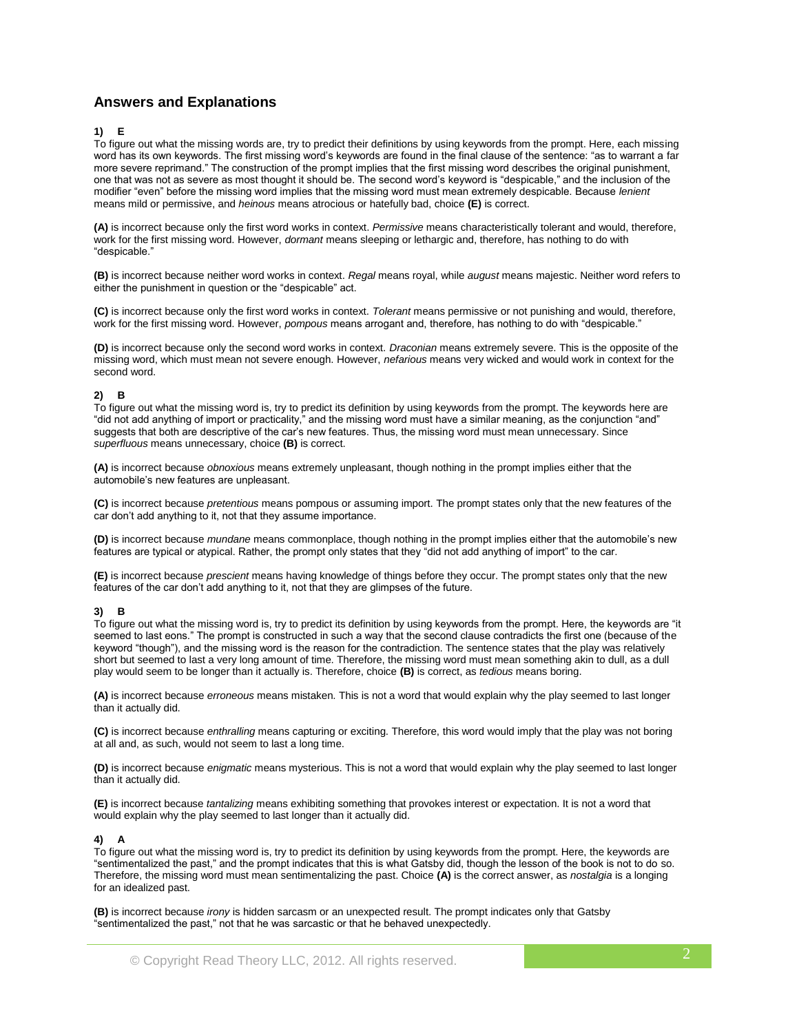## Answers and Explanations

**1) E**

To figure out what the missing words are, try to predict their definitions by using keywords from the prompt. Here, each missing word has its own keywords. The first missing word's keywords are found in the final clause of the sentence: "as to warrant a far more severe reprimand." The construction of the prompt implies that the first missing word describes the original punishment, one that was not as severe as most thought it should be. The second word's keyword is "despicable," and the inclusion of the modifier "even" before the missing word implies that the missing word must mean extremely despicable. Because *lenient* means mild or permissive, and *heinous* means atrocious or hatefully bad, choice **(E)** is correct.

**(A)** is incorrect because only the first word works in context. *Permissive* means characteristically tolerant and would, therefore, work for the first missing word. However, *dormant* means sleeping or lethargic and, therefore, has nothing to do with "despicable."

**(B)** is incorrect because neither word works in context. *Regal* means royal, while *august* means majestic. Neither word refers to either the punishment in question or the "despicable" act.

**(C)** is incorrect because only the first word works in context. *Tolerant* means permissive or not punishing and would, therefore, work for the first missing word. However, *pompous* means arrogant and, therefore, has nothing to do with "despicable."

**(D)** is incorrect because only the second word works in context. *Draconian* means extremely severe. This is the opposite of the missing word, which must mean not severe enough. However, *nefarious* means very wicked and would work in context for the second word.

**2) B**

To figure out what the missing word is, try to predict its definition by using keywords from the prompt. The keywords here are "did not add anything of import or practicality," and the missing word must have a similar meaning, as the conjunction "and" suggests that both are descriptive of the car's new features. Thus, the missing word must mean unnecessary. Since *superfluous* means unnecessary, choice **(B)** is correct.

**(A)** is incorrect because *obnoxious* means extremely unpleasant, though nothing in the prompt implies either that the automobile's new features are unpleasant.

**(C)** is incorrect because *pretentious* means pompous or assuming import. The prompt states only that the new features of the car don't add anything to it, not that they assume importance.

**(D)** is incorrect because *mundane* means commonplace, though nothing in the prompt implies either that the automobile's new features are typical or atypical. Rather, the prompt only states that they "did not add anything of import" to the car.

**(E)** is incorrect because *prescient* means having knowledge of things before they occur. The prompt states only that the new features of the car don't add anything to it, not that they are glimpses of the future.

**3) B**

To figure out what the missing word is, try to predict its definition by using keywords from the prompt. Here, the keywords are "it seemed to last eons." The prompt is constructed in such a way that the second clause contradicts the first one (because of the keyword "though"), and the missing word is the reason for the contradiction. The sentence states that the play was relatively short but seemed to last a very long amount of time. Therefore, the missing word must mean something akin to dull, as a dull play would seem to be longer than it actually is. Therefore, choice **(B)** is correct, as *tedious* means boring.

**(A)** is incorrect because *erroneous* means mistaken. This is not a word that would explain why the play seemed to last longer than it actually did.

**(C)** is incorrect because *enthralling* means capturing or exciting. Therefore, this word would imply that the play was not boring at all and, as such, would not seem to last a long time.

**(D)** is incorrect because *enigmatic* means mysterious. This is not a word that would explain why the play seemed to last longer than it actually did.

**(E)** is incorrect because *tantalizing* means exhibiting something that provokes interest or expectation. It is not a word that would explain why the play seemed to last longer than it actually did.

**4) A**

To figure out what the missing word is, try to predict its definition by using keywords from the prompt. Here, the keywords are "sentimentalized the past," and the prompt indicates that this is what Gatsby did, though the lesson of the book is not to do so. Therefore, the missing word must mean sentimentalizing the past. Choice **(A)** is the correct answer, as *nostalgia* is a longing for an idealized past.

**(B)** is incorrect because *irony* is hidden sarcasm or an unexpected result. The prompt indicates only that Gatsby "sentimentalized the past," not that he was sarcastic or that he behaved unexpectedly.

© Copyright Read Theory LLC, 2012. All rights reserved.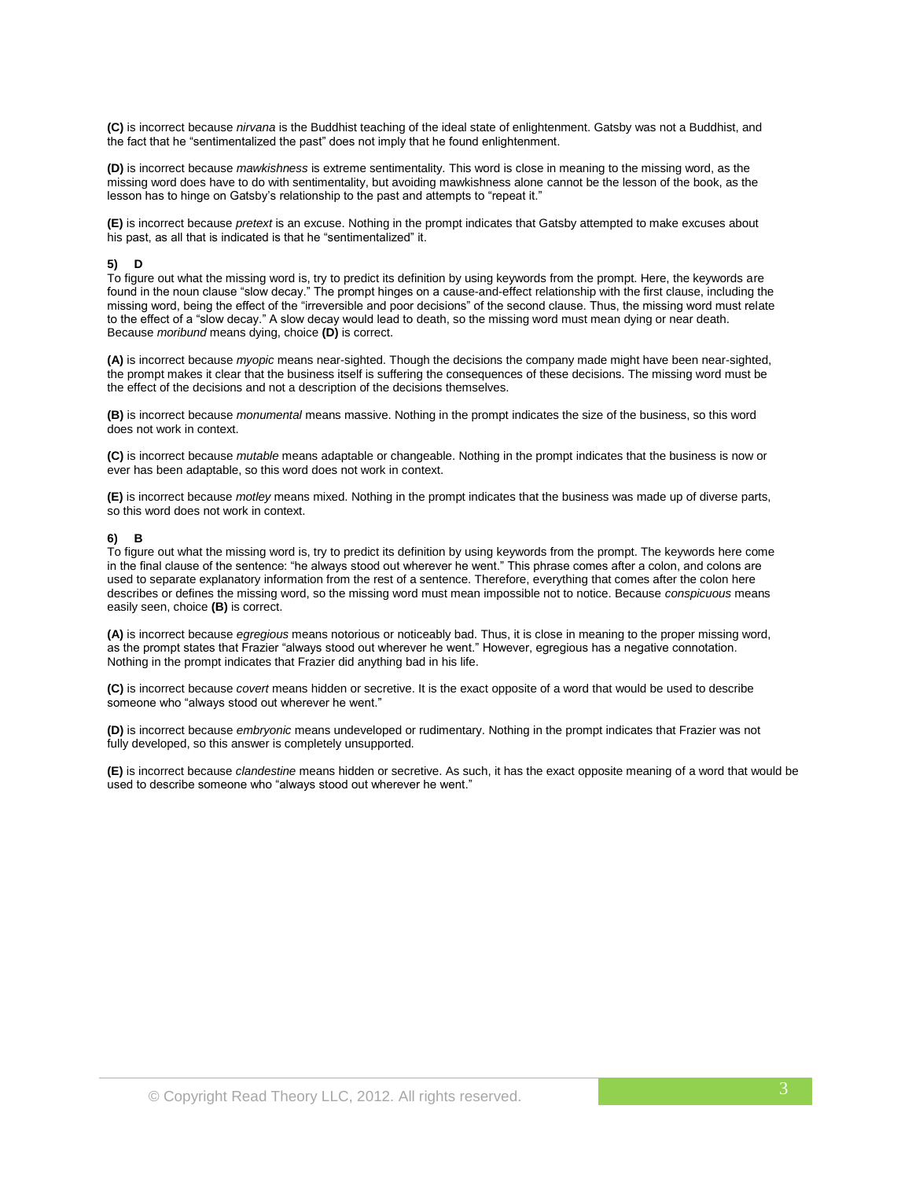**(C)** is incorrect because *nirvana* is the Buddhist teaching of the ideal state of enlightenment. Gatsby was not a Buddhist, and the fact that he "sentimentalized the past" does not imply that he found enlightenment.

**(D)** is incorrect because *mawkishness* is extreme sentimentality. This word is close in meaning to the missing word, as the missing word does have to do with sentimentality, but avoiding mawkishness alone cannot be the lesson of the book, as the lesson has to hinge on Gatsby's relationship to the past and attempts to "repeat it."

**(E)** is incorrect because *pretext* is an excuse. Nothing in the prompt indicates that Gatsby attempted to make excuses about his past, as all that is indicated is that he "sentimentalized" it.

**5) D**

To figure out what the missing word is, try to predict its definition by using keywords from the prompt. Here, the keywords are found in the noun clause "slow decay." The prompt hinges on a cause-and-effect relationship with the first clause, including the missing word, being the effect of the "irreversible and poor decisions" of the second clause. Thus, the missing word must relate to the effect of a "slow decay." A slow decay would lead to death, so the missing word must mean dying or near death. Because *moribund* means dying, choice **(D)** is correct.

**(A)** is incorrect because *myopic* means near-sighted. Though the decisions the company made might have been near-sighted, the prompt makes it clear that the business itself is suffering the consequences of these decisions. The missing word must be the effect of the decisions and not a description of the decisions themselves.

**(B)** is incorrect because *monumental* means massive. Nothing in the prompt indicates the size of the business, so this word does not work in context.

**(C)** is incorrect because *mutable* means adaptable or changeable. Nothing in the prompt indicates that the business is now or ever has been adaptable, so this word does not work in context.

**(E)** is incorrect because *motley* means mixed. Nothing in the prompt indicates that the business was made up of diverse parts, so this word does not work in context.

**6) B**

To figure out what the missing word is, try to predict its definition by using keywords from the prompt. The keywords here come in the final clause of the sentence: "he always stood out wherever he went." This phrase comes after a colon, and colons are used to separate explanatory information from the rest of a sentence. Therefore, everything that comes after the colon here describes or defines the missing word, so the missing word must mean impossible not to notice. Because *conspicuous* means easily seen, choice **(B)** is correct.

**(A)** is incorrect because *egregious* means notorious or noticeably bad. Thus, it is close in meaning to the proper missing word, as the prompt states that Frazier "always stood out wherever he went." However, egregious has a negative connotation. Nothing in the prompt indicates that Frazier did anything bad in his life.

**(C)** is incorrect because *covert* means hidden or secretive. It is the exact opposite of a word that would be used to describe someone who "always stood out wherever he went."

**(D)** is incorrect because *embryonic* means undeveloped or rudimentary. Nothing in the prompt indicates that Frazier was not fully developed, so this answer is completely unsupported.

**(E)** is incorrect because *clandestine* means hidden or secretive. As such, it has the exact opposite meaning of a word that would be used to describe someone who "always stood out wherever he went."